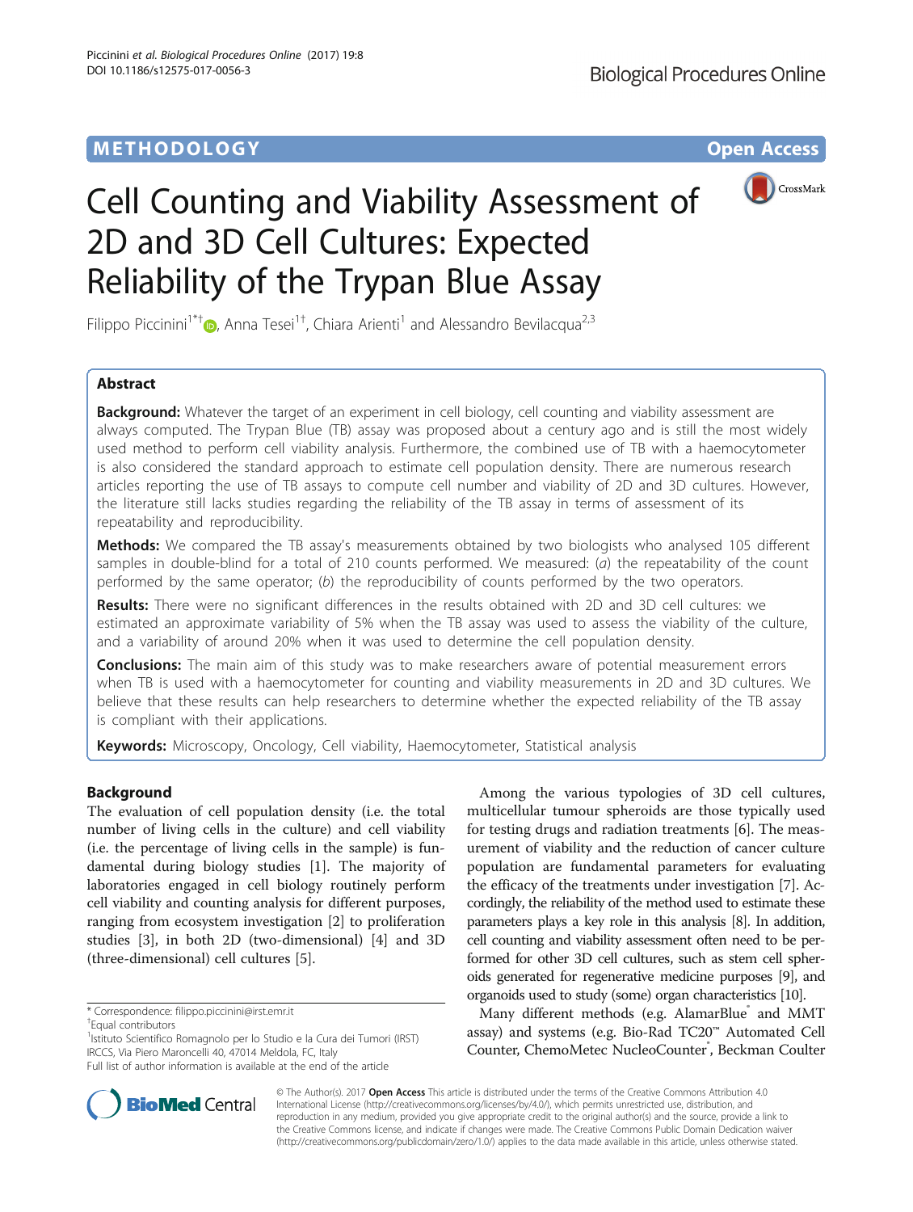METHODOLOGY

Open Access

# Cell Counting and Viability Assessment of 2D and 3D Cell Cultures: Expected Reliability of the Trypan Blue Assay

Filippo Piccinini[1*†], Anna Tesei[1†], Chiara Arienti[1] and Alessandro Bevilacqua[2,3]

## Abstract

**Background:** Whatever the target of an experiment in cell biology, cell counting and viability assessment are always computed. The Trypan Blue (TB) assay was proposed about a century ago and is still the most widely used method to perform cell viability analysis. Furthermore, the combined use of TB with a haemocytometer is also considered the standard approach to estimate cell population density. There are numerous research articles reporting the use of TB assays to compute cell number and viability of 2D and 3D cultures. However, the literature still lacks studies regarding the reliability of the TB assay in terms of assessment of its repeatability and reproducibility.

**Methods:** We compared the TB assay's measurements obtained by two biologists who analysed 105 different samples in double-blind for a total of 210 counts performed. We measured: (*a*) the repeatability of the count performed by the same operator; (*b*) the reproducibility of counts performed by the two operators.

**Results:** There were no significant differences in the results obtained with 2D and 3D cell cultures: we estimated an approximate variability of 5% when the TB assay was used to assess the viability of the culture, and a variability of around 20% when it was used to determine the cell population density.

**Conclusions:** The main aim of this study was to make researchers aware of potential measurement errors when TB is used with a haemocytometer for counting and viability measurements in 2D and 3D cultures. We believe that these results can help researchers to determine whether the expected reliability of the TB assay is compliant with their applications.

**Keywords:** Microscopy, Oncology, Cell viability, Haemocytometer, Statistical analysis

## Background

The evaluation of cell population density (i.e. the total number of living cells in the culture) and cell viability (i.e. the percentage of living cells in the sample) is fundamental during biology studies [1]. The majority of laboratories engaged in cell biology routinely perform cell viability and counting analysis for different purposes, ranging from ecosystem investigation [2] to proliferation studies [3], in both 2D (two-dimensional) [4] and 3D (three-dimensional) cell cultures [5].

Among the various typologies of 3D cell cultures, multicellular tumour spheroids are those typically used for testing drugs and radiation treatments [6]. The measurement of viability and the reduction of cancer culture population are fundamental parameters for evaluating the efficacy of the treatments under investigation [7]. Accordingly, the reliability of the method used to estimate these parameters plays a key role in this analysis [8]. In addition, cell counting and viability assessment often need to be performed for other 3D cell cultures, such as stem cell spheroids generated for regenerative medicine purposes [9], and organoids used to study (some) organ characteristics [10].

Many different methods (e.g. AlamarBlue® and MMT assay) and systems (e.g. Bio-Rad TC20™ Automated Cell Counter, ChemoMetec NucleoCounter®, Beckman Coulter

\* Correspondence: filippo.piccinini@irst.emr.it

†Equal contributors

[1]Istituto Scientifico Romagnolo per lo Studio e la Cura dei Tumori (IRST) IRCCS, Via Piero Maroncelli 40, 47014 Meldola, FC, Italy

Full list of author information is available at the end of the article

© The Author(s). 2017 **Open Access** This article is distributed under the terms of the Creative Commons Attribution 4.0 International License (http://creativecommons.org/licenses/by/4.0/), which permits unrestricted use, distribution, and reproduction in any medium, provided you give appropriate credit to the original author(s) and the source, provide a link to the Creative Commons license, and indicate if changes were made. The Creative Commons Public Domain Dedication waiver (http://creativecommons.org/publicdomain/zero/1.0/) applies to the data made available in this article, unless otherwise stated.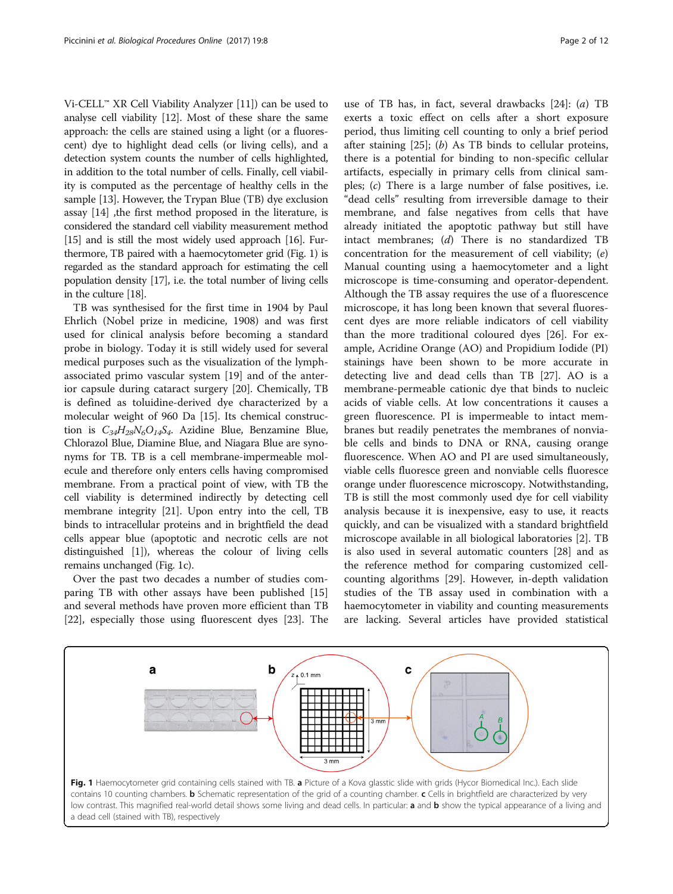Vi-CELL™ XR Cell Viability Analyzer [11]) can be used to analyse cell viability [12]. Most of these share the same approach: the cells are stained using a light (or a fluorescent) dye to highlight dead cells (or living cells), and a detection system counts the number of cells highlighted, in addition to the total number of cells. Finally, cell viability is computed as the percentage of healthy cells in the sample [13]. However, the Trypan Blue (TB) dye exclusion assay [14] ,the first method proposed in the literature, is considered the standard cell viability measurement method [15] and is still the most widely used approach [16]. Furthermore, TB paired with a haemocytometer grid (Fig. 1) is regarded as the standard approach for estimating the cell population density [17], i.e. the total number of living cells in the culture [18].

TB was synthesised for the first time in 1904 by Paul Ehrlich (Nobel prize in medicine, 1908) and was first used for clinical analysis before becoming a standard probe in biology. Today it is still widely used for several medical purposes such as the visualization of the lymph-associated primo vascular system [19] and of the anterior capsule during cataract surgery [20]. Chemically, TB is defined as toluidine-derived dye characterized by a molecular weight of 960 Da [15]. Its chemical construction is $C_{34}H_{28}N_6O_{14}S_4$. Azidine Blue, Benzamine Blue, Chlorazol Blue, Diamine Blue, and Niagara Blue are synonyms for TB. TB is a cell membrane-impermeable molecule and therefore only enters cells having compromised membrane. From a practical point of view, with TB the cell viability is determined indirectly by detecting cell membrane integrity [21]. Upon entry into the cell, TB binds to intracellular proteins and in brightfield the dead cells appear blue (apoptotic and necrotic cells are not distinguished [1]), whereas the colour of living cells remains unchanged (Fig. 1c).

Over the past two decades a number of studies comparing TB with other assays have been published [15] and several methods have proven more efficient than TB [22], especially those using fluorescent dyes [23]. The use of TB has, in fact, several drawbacks [24]: (*a*) TB exerts a toxic effect on cells after a short exposure period, thus limiting cell counting to only a brief period after staining [25]; (*b*) As TB binds to cellular proteins, there is a potential for binding to non-specific cellular artifacts, especially in primary cells from clinical samples; (*c*) There is a large number of false positives, i.e. "dead cells" resulting from irreversible damage to their membrane, and false negatives from cells that have already initiated the apoptotic pathway but still have intact membranes; (*d*) There is no standardized TB concentration for the measurement of cell viability; (*e*) Manual counting using a haemocytometer and a light microscope is time-consuming and operator-dependent. Although the TB assay requires the use of a fluorescence microscope, it has long been known that several fluorescent dyes are more reliable indicators of cell viability than the more traditional coloured dyes [26]. For example, Acridine Orange (AO) and Propidium Iodide (PI) stainings have been shown to be more accurate in detecting live and dead cells than TB [27]. AO is a membrane-permeable cationic dye that binds to nucleic acids of viable cells. At low concentrations it causes a green fluorescence. PI is impermeable to intact membranes but readily penetrates the membranes of nonviable cells and binds to DNA or RNA, causing orange fluorescence. When AO and PI are used simultaneously, viable cells fluoresce green and nonviable cells fluoresce orange under fluorescence microscopy. Notwithstanding, TB is still the most commonly used dye for cell viability analysis because it is inexpensive, easy to use, it reacts quickly, and can be visualized with a standard brightfield microscope available in all biological laboratories [2]. TB is also used in several automatic counters [28] and as the reference method for comparing customized cell-counting algorithms [29]. However, in-depth validation studies of the TB assay used in combination with a haemocytometer in viability and counting measurements are lacking. Several articles have provided statistical

**Fig. 1** Haemocytometer grid containing cells stained with TB. **a** Picture of a Kova glasstic slide with grids (Hycor Biomedical Inc.). Each slide contains 10 counting chambers. **b** Schematic representation of the grid of a counting chamber. **c** Cells in brightfield are characterized by very low contrast. This magnified real-world detail shows some living and dead cells. In particular: **a** and **b** show the typical appearance of a living and a dead cell (stained with TB), respectively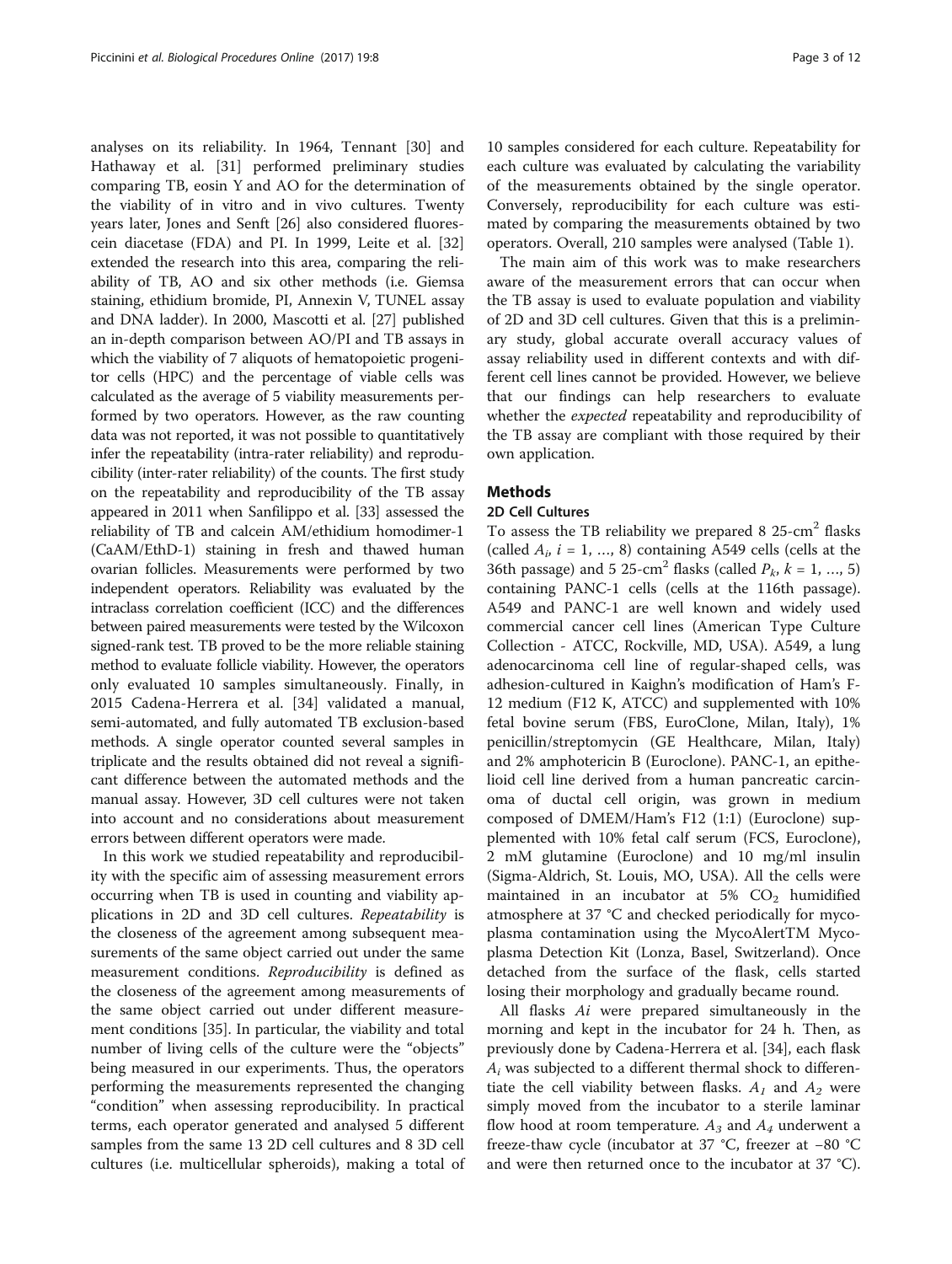analyses on its reliability. In 1964, Tennant [30] and Hathaway et al. [31] performed preliminary studies comparing TB, eosin Y and AO for the determination of the viability of in vitro and in vivo cultures. Twenty years later, Jones and Senft [26] also considered fluorescein diacetase (FDA) and PI. In 1999, Leite et al. [32] extended the research into this area, comparing the reliability of TB, AO and six other methods (i.e. Giemsa staining, ethidium bromide, PI, Annexin V, TUNEL assay and DNA ladder). In 2000, Mascotti et al. [27] published an in-depth comparison between AO/PI and TB assays in which the viability of 7 aliquots of hematopoietic progenitor cells (HPC) and the percentage of viable cells was calculated as the average of 5 viability measurements performed by two operators. However, as the raw counting data was not reported, it was not possible to quantitatively infer the repeatability (intra-rater reliability) and reproducibility (inter-rater reliability) of the counts. The first study on the repeatability and reproducibility of the TB assay appeared in 2011 when Sanfilippo et al. [33] assessed the reliability of TB and calcein AM/ethidium homodimer-1 (CaAM/EthD-1) staining in fresh and thawed human ovarian follicles. Measurements were performed by two independent operators. Reliability was evaluated by the intraclass correlation coefficient (ICC) and the differences between paired measurements were tested by the Wilcoxon signed-rank test. TB proved to be the more reliable staining method to evaluate follicle viability. However, the operators only evaluated 10 samples simultaneously. Finally, in 2015 Cadena-Herrera et al. [34] validated a manual, semi-automated, and fully automated TB exclusion-based methods. A single operator counted several samples in triplicate and the results obtained did not reveal a significant difference between the automated methods and the manual assay. However, 3D cell cultures were not taken into account and no considerations about measurement errors between different operators were made.

In this work we studied repeatability and reproducibility with the specific aim of assessing measurement errors occurring when TB is used in counting and viability applications in 2D and 3D cell cultures. *Repeatability* is the closeness of the agreement among subsequent measurements of the same object carried out under the same measurement conditions. *Reproducibility* is defined as the closeness of the agreement among measurements of the same object carried out under different measurement conditions [35]. In particular, the viability and total number of living cells of the culture were the "objects" being measured in our experiments. Thus, the operators performing the measurements represented the changing "condition" when assessing reproducibility. In practical terms, each operator generated and analysed 5 different samples from the same 13 2D cell cultures and 8 3D cell cultures (i.e. multicellular spheroids), making a total of 10 samples considered for each culture. Repeatability for each culture was evaluated by calculating the variability of the measurements obtained by the single operator. Conversely, reproducibility for each culture was estimated by comparing the measurements obtained by two operators. Overall, 210 samples were analysed (Table 1).

The main aim of this work was to make researchers aware of the measurement errors that can occur when the TB assay is used to evaluate population and viability of 2D and 3D cell cultures. Given that this is a preliminary study, global accurate overall accuracy values of assay reliability used in different contexts and with different cell lines cannot be provided. However, we believe that our findings can help researchers to evaluate whether the *expected* repeatability and reproducibility of the TB assay are compliant with those required by their own application.

## Methods

### 2D Cell Cultures

To assess the TB reliability we prepared 8 25-cm$^2$ flasks (called $A_i$, $i = 1, \ldots, 8$) containing A549 cells (cells at the 36th passage) and 5 25-cm$^2$ flasks (called $P_k$, $k = 1, \ldots, 5$) containing PANC-1 cells (cells at the 116th passage). A549 and PANC-1 are well known and widely used commercial cancer cell lines (American Type Culture Collection - ATCC, Rockville, MD, USA). A549, a lung adenocarcinoma cell line of regular-shaped cells, was adhesion-cultured in Kaighn's modification of Ham's F-12 medium (F12 K, ATCC) and supplemented with 10% fetal bovine serum (FBS, EuroClone, Milan, Italy), 1% penicillin/streptomycin (GE Healthcare, Milan, Italy) and 2% amphotericin B (Euroclone). PANC-1, an epithelioid cell line derived from a human pancreatic carcinoma of ductal cell origin, was grown in medium composed of DMEM/Ham's F12 (1:1) (Euroclone) supplemented with 10% fetal calf serum (FCS, Euroclone), 2 mM glutamine (Euroclone) and 10 mg/ml insulin (Sigma-Aldrich, St. Louis, MO, USA). All the cells were maintained in an incubator at 5% $CO_2$ humidified atmosphere at 37 °C and checked periodically for mycoplasma contamination using the MycoAlertTM Mycoplasma Detection Kit (Lonza, Basel, Switzerland). Once detached from the surface of the flask, cells started losing their morphology and gradually became round.

All flasks $A_i$ were prepared simultaneously in the morning and kept in the incubator for 24 h. Then, as previously done by Cadena-Herrera et al. [34], each flask $A_i$ was subjected to a different thermal shock to differentiate the cell viability between flasks. $A_1$ and $A_2$ were simply moved from the incubator to a sterile laminar flow hood at room temperature. $A_3$ and $A_4$ underwent a freeze-thaw cycle (incubator at 37 °C, freezer at −80 °C and were then returned once to the incubator at 37 °C).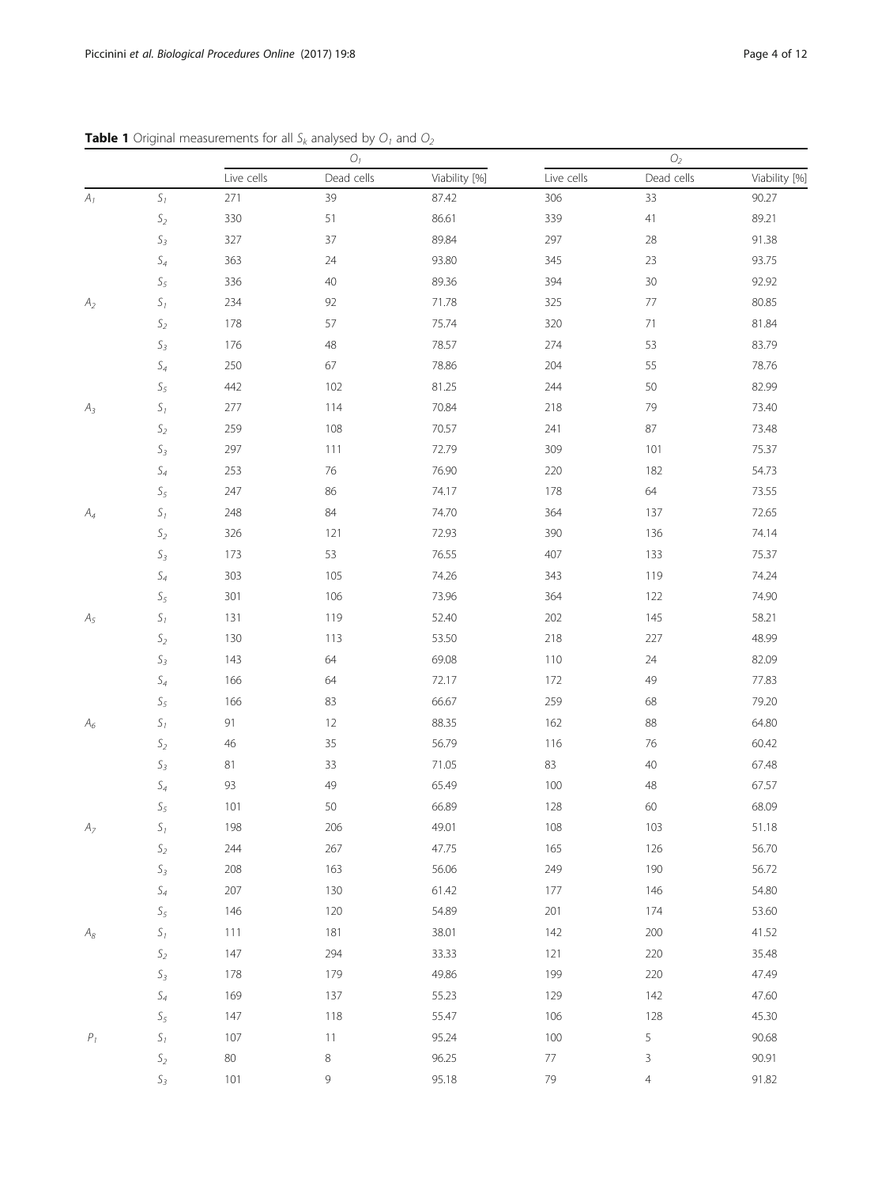**Table 1** Original measurements for all $S_k$ analysed by $O_1$ and $O_2$

| | | $O_1$ | | | $O_2$ | | |
|---|---|---|---|---|---|---|---|
| | | Live cells | Dead cells | Viability [%] | Live cells | Dead cells | Viability [%] |
| $A_1$ | $S_1$ | 271 | 39 | 87.42 | 306 | 33 | 90.27 |
| | $S_2$ | 330 | 51 | 86.61 | 339 | 41 | 89.21 |
| | $S_3$ | 327 | 37 | 89.84 | 297 | 28 | 91.38 |
| | $S_4$ | 363 | 24 | 93.80 | 345 | 23 | 93.75 |
| | $S_5$ | 336 | 40 | 89.36 | 394 | 30 | 92.92 |
| $A_2$ | $S_1$ | 234 | 92 | 71.78 | 325 | 77 | 80.85 |
| | $S_2$ | 178 | 57 | 75.74 | 320 | 71 | 81.84 |
| | $S_3$ | 176 | 48 | 78.57 | 274 | 53 | 83.79 |
| | $S_4$ | 250 | 67 | 78.86 | 204 | 55 | 78.76 |
| | $S_5$ | 442 | 102 | 81.25 | 244 | 50 | 82.99 |
| $A_3$ | $S_1$ | 277 | 114 | 70.84 | 218 | 79 | 73.40 |
| | $S_2$ | 259 | 108 | 70.57 | 241 | 87 | 73.48 |
| | $S_3$ | 297 | 111 | 72.79 | 309 | 101 | 75.37 |
| | $S_4$ | 253 | 76 | 76.90 | 220 | 182 | 54.73 |
| | $S_5$ | 247 | 86 | 74.17 | 178 | 64 | 73.55 |
| $A_4$ | $S_1$ | 248 | 84 | 74.70 | 364 | 137 | 72.65 |
| | $S_2$ | 326 | 121 | 72.93 | 390 | 136 | 74.14 |
| | $S_3$ | 173 | 53 | 76.55 | 407 | 133 | 75.37 |
| | $S_4$ | 303 | 105 | 74.26 | 343 | 119 | 74.24 |
| | $S_5$ | 301 | 106 | 73.96 | 364 | 122 | 74.90 |
| $A_5$ | $S_1$ | 131 | 119 | 52.40 | 202 | 145 | 58.21 |
| | $S_2$ | 130 | 113 | 53.50 | 218 | 227 | 48.99 |
| | $S_3$ | 143 | 64 | 69.08 | 110 | 24 | 82.09 |
| | $S_4$ | 166 | 64 | 72.17 | 172 | 49 | 77.83 |
| | $S_5$ | 166 | 83 | 66.67 | 259 | 68 | 79.20 |
| $A_6$ | $S_1$ | 91 | 12 | 88.35 | 162 | 88 | 64.80 |
| | $S_2$ | 46 | 35 | 56.79 | 116 | 76 | 60.42 |
| | $S_3$ | 81 | 33 | 71.05 | 83 | 40 | 67.48 |
| | $S_4$ | 93 | 49 | 65.49 | 100 | 48 | 67.57 |
| | $S_5$ | 101 | 50 | 66.89 | 128 | 60 | 68.09 |
| $A_7$ | $S_1$ | 198 | 206 | 49.01 | 108 | 103 | 51.18 |
| | $S_2$ | 244 | 267 | 47.75 | 165 | 126 | 56.70 |
| | $S_3$ | 208 | 163 | 56.06 | 249 | 190 | 56.72 |
| | $S_4$ | 207 | 130 | 61.42 | 177 | 146 | 54.80 |
| | $S_5$ | 146 | 120 | 54.89 | 201 | 174 | 53.60 |
| $A_8$ | $S_1$ | 111 | 181 | 38.01 | 142 | 200 | 41.52 |
| | $S_2$ | 147 | 294 | 33.33 | 121 | 220 | 35.48 |
| | $S_3$ | 178 | 179 | 49.86 | 199 | 220 | 47.49 |
| | $S_4$ | 169 | 137 | 55.23 | 129 | 142 | 47.60 |
| | $S_5$ | 147 | 118 | 55.47 | 106 | 128 | 45.30 |
| $P_1$ | $S_1$ | 107 | 11 | 95.24 | 100 | 5 | 90.68 |
| | $S_2$ | 80 | 8 | 96.25 | 77 | 3 | 90.91 |
| | $S_3$ | 101 | 9 | 95.18 | 79 | 4 | 91.82 |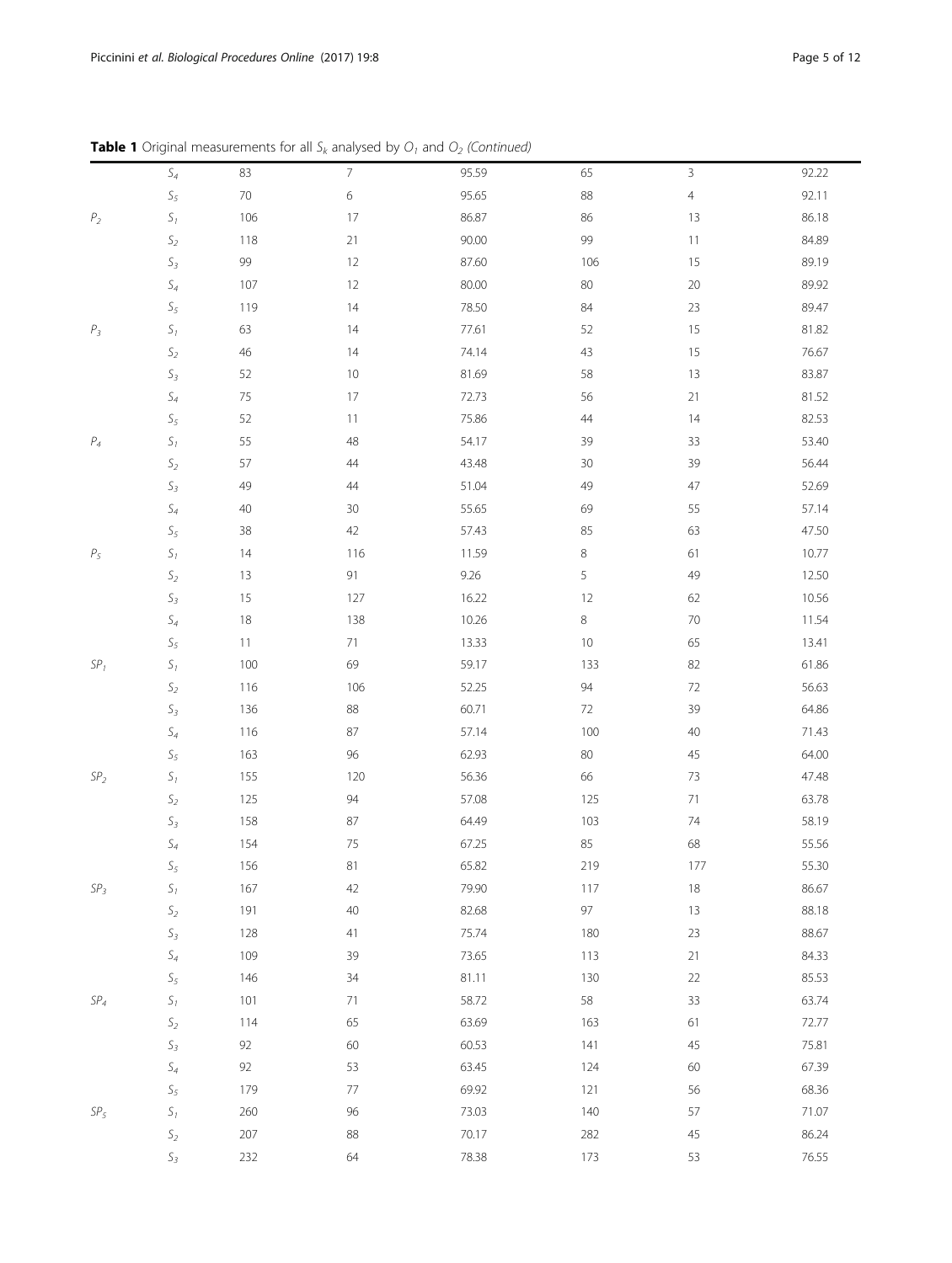**Table 1** Original measurements for all $S_k$ analysed by $O_1$ and $O_2$ *(Continued)*

| | | | | | | | |
|---|---|---|---|---|---|---|---|
| | $S_4$ | 83 | 7 | 95.59 | 65 | 3 | 92.22 |
| | $S_5$ | 70 | 6 | 95.65 | 88 | 4 | 92.11 |
| $P_2$ | $S_1$ | 106 | 17 | 86.87 | 86 | 13 | 86.18 |
| | $S_2$ | 118 | 21 | 90.00 | 99 | 11 | 84.89 |
| | $S_3$ | 99 | 12 | 87.60 | 106 | 15 | 89.19 |
| | $S_4$ | 107 | 12 | 80.00 | 80 | 20 | 89.92 |
| | $S_5$ | 119 | 14 | 78.50 | 84 | 23 | 89.47 |
| $P_3$ | $S_1$ | 63 | 14 | 77.61 | 52 | 15 | 81.82 |
| | $S_2$ | 46 | 14 | 74.14 | 43 | 15 | 76.67 |
| | $S_3$ | 52 | 10 | 81.69 | 58 | 13 | 83.87 |
| | $S_4$ | 75 | 17 | 72.73 | 56 | 21 | 81.52 |
| | $S_5$ | 52 | 11 | 75.86 | 44 | 14 | 82.53 |
| $P_4$ | $S_1$ | 55 | 48 | 54.17 | 39 | 33 | 53.40 |
| | $S_2$ | 57 | 44 | 43.48 | 30 | 39 | 56.44 |
| | $S_3$ | 49 | 44 | 51.04 | 49 | 47 | 52.69 |
| | $S_4$ | 40 | 30 | 55.65 | 69 | 55 | 57.14 |
| | $S_5$ | 38 | 42 | 57.43 | 85 | 63 | 47.50 |
| $P_5$ | $S_1$ | 14 | 116 | 11.59 | 8 | 61 | 10.77 |
| | $S_2$ | 13 | 91 | 9.26 | 5 | 49 | 12.50 |
| | $S_3$ | 15 | 127 | 16.22 | 12 | 62 | 10.56 |
| | $S_4$ | 18 | 138 | 10.26 | 8 | 70 | 11.54 |
| | $S_5$ | 11 | 71 | 13.33 | 10 | 65 | 13.41 |
| $SP_1$ | $S_1$ | 100 | 69 | 59.17 | 133 | 82 | 61.86 |
| | $S_2$ | 116 | 106 | 52.25 | 94 | 72 | 56.63 |
| | $S_3$ | 136 | 88 | 60.71 | 72 | 39 | 64.86 |
| | $S_4$ | 116 | 87 | 57.14 | 100 | 40 | 71.43 |
| | $S_5$ | 163 | 96 | 62.93 | 80 | 45 | 64.00 |
| $SP_2$ | $S_1$ | 155 | 120 | 56.36 | 66 | 73 | 47.48 |
| | $S_2$ | 125 | 94 | 57.08 | 125 | 71 | 63.78 |
| | $S_3$ | 158 | 87 | 64.49 | 103 | 74 | 58.19 |
| | $S_4$ | 154 | 75 | 67.25 | 85 | 68 | 55.56 |
| | $S_5$ | 156 | 81 | 65.82 | 219 | 177 | 55.30 |
| $SP_3$ | $S_1$ | 167 | 42 | 79.90 | 117 | 18 | 86.67 |
| | $S_2$ | 191 | 40 | 82.68 | 97 | 13 | 88.18 |
| | $S_3$ | 128 | 41 | 75.74 | 180 | 23 | 88.67 |
| | $S_4$ | 109 | 39 | 73.65 | 113 | 21 | 84.33 |
| | $S_5$ | 146 | 34 | 81.11 | 130 | 22 | 85.53 |
| $SP_4$ | $S_1$ | 101 | 71 | 58.72 | 58 | 33 | 63.74 |
| | $S_2$ | 114 | 65 | 63.69 | 163 | 61 | 72.77 |
| | $S_3$ | 92 | 60 | 60.53 | 141 | 45 | 75.81 |
| | $S_4$ | 92 | 53 | 63.45 | 124 | 60 | 67.39 |
| | $S_5$ | 179 | 77 | 69.92 | 121 | 56 | 68.36 |
| $SP_5$ | $S_1$ | 260 | 96 | 73.03 | 140 | 57 | 71.07 |
| | $S_2$ | 207 | 88 | 70.17 | 282 | 45 | 86.24 |
| | $S_3$ | 232 | 64 | 78.38 | 173 | 53 | 76.55 |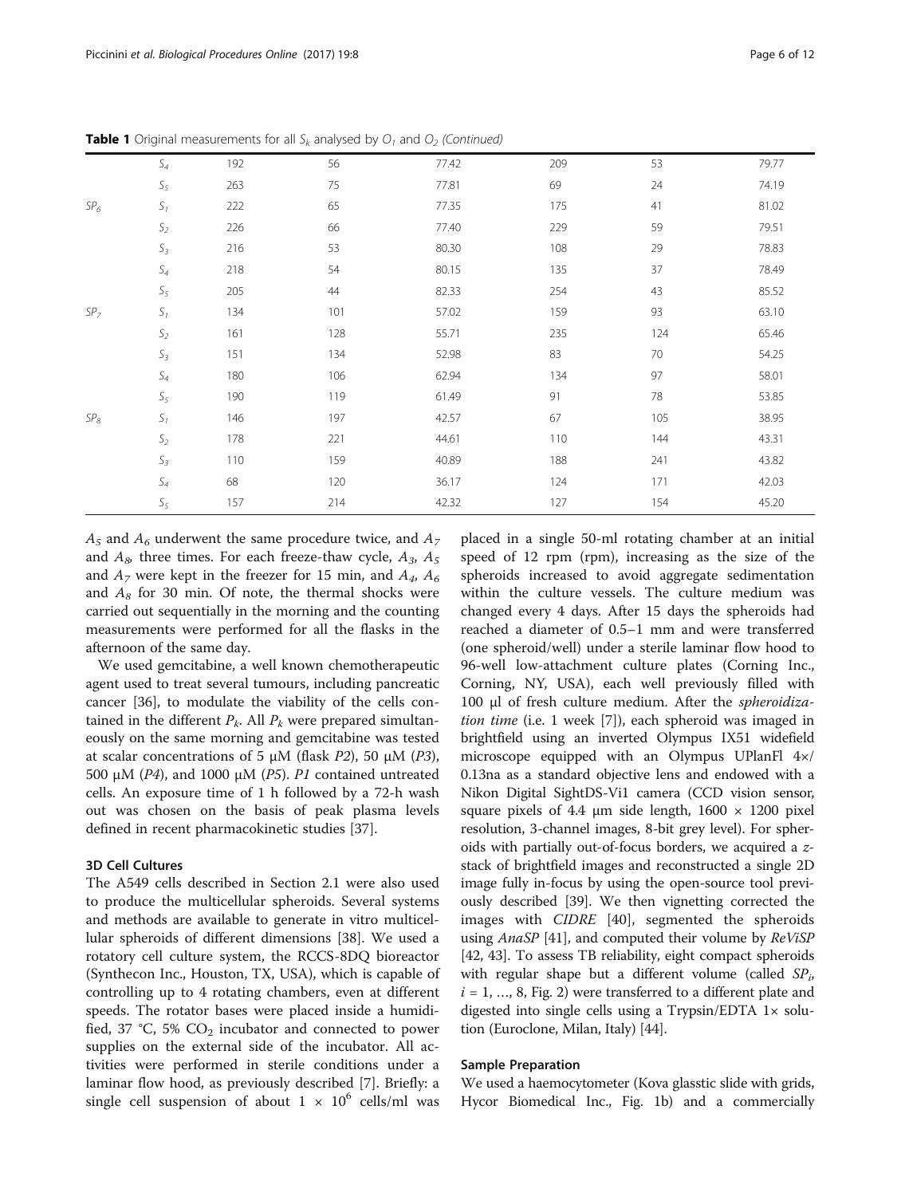**Table 1** Original measurements for all $S_k$ analysed by $O_1$ and $O_2$ *(Continued)*

| | | | | | | | |
|---|---|---|---|---|---|---|---|
| | $S_4$ | 192 | 56 | 77.42 | 209 | 53 | 79.77 |
| | $S_5$ | 263 | 75 | 77.81 | 69 | 24 | 74.19 |
| $SP_6$ | $S_1$ | 222 | 65 | 77.35 | 175 | 41 | 81.02 |
| | $S_2$ | 226 | 66 | 77.40 | 229 | 59 | 79.51 |
| | $S_3$ | 216 | 53 | 80.30 | 108 | 29 | 78.83 |
| | $S_4$ | 218 | 54 | 80.15 | 135 | 37 | 78.49 |
| | $S_5$ | 205 | 44 | 82.33 | 254 | 43 | 85.52 |
| $SP_7$ | $S_1$ | 134 | 101 | 57.02 | 159 | 93 | 63.10 |
| | $S_2$ | 161 | 128 | 55.71 | 235 | 124 | 65.46 |
| | $S_3$ | 151 | 134 | 52.98 | 83 | 70 | 54.25 |
| | $S_4$ | 180 | 106 | 62.94 | 134 | 97 | 58.01 |
| | $S_5$ | 190 | 119 | 61.49 | 91 | 78 | 53.85 |
| $SP_8$ | $S_1$ | 146 | 197 | 42.57 | 67 | 105 | 38.95 |
| | $S_2$ | 178 | 221 | 44.61 | 110 | 144 | 43.31 |
| | $S_3$ | 110 | 159 | 40.89 | 188 | 241 | 43.82 |
| | $S_4$ | 68 | 120 | 36.17 | 124 | 171 | 42.03 |
| | $S_5$ | 157 | 214 | 42.32 | 127 | 154 | 45.20 |

$A_5$ and $A_6$ underwent the same procedure twice, and $A_7$ and $A_8$, three times. For each freeze-thaw cycle, $A_3$, $A_5$ and $A_7$ were kept in the freezer for 15 min, and $A_4$, $A_6$ and $A_8$ for 30 min. Of note, the thermal shocks were carried out sequentially in the morning and the counting measurements were performed for all the flasks in the afternoon of the same day.

We used gemcitabine, a well known chemotherapeutic agent used to treat several tumours, including pancreatic cancer [36], to modulate the viability of the cells contained in the different $P_k$. All $P_k$ were prepared simultaneously on the same morning and gemcitabine was tested at scalar concentrations of 5 μM (flask *P2*), 50 μM (*P3*), 500 μM (*P4*), and 1000 μM (*P5*). *P1* contained untreated cells. An exposure time of 1 h followed by a 72-h wash out was chosen on the basis of peak plasma levels defined in recent pharmacokinetic studies [37].

### 3D Cell Cultures

The A549 cells described in Section 2.1 were also used to produce the multicellular spheroids. Several systems and methods are available to generate in vitro multicellular spheroids of different dimensions [38]. We used a rotatory cell culture system, the RCCS-8DQ bioreactor (Synthecon Inc., Houston, TX, USA), which is capable of controlling up to 4 rotating chambers, even at different speeds. The rotator bases were placed inside a humidified, 37 °C, 5% $CO_2$ incubator and connected to power supplies on the external side of the incubator. All activities were performed in sterile conditions under a laminar flow hood, as previously described [7]. Briefly: a single cell suspension of about $1 \times 10^6$ cells/ml was placed in a single 50-ml rotating chamber at an initial speed of 12 rpm (rpm), increasing as the size of the spheroids increased to avoid aggregate sedimentation within the culture vessels. The culture medium was changed every 4 days. After 15 days the spheroids had reached a diameter of 0.5–1 mm and were transferred (one spheroid/well) under a sterile laminar flow hood to 96-well low-attachment culture plates (Corning Inc., Corning, NY, USA), each well previously filled with 100 μl of fresh culture medium. After the *spheroidization time* (i.e. 1 week [7]), each spheroid was imaged in brightfield using an inverted Olympus IX51 widefield microscope equipped with an Olympus UPlanFl 4×/0.13na as a standard objective lens and endowed with a Nikon Digital SightDS-Vi1 camera (CCD vision sensor, square pixels of 4.4 μm side length, 1600 × 1200 pixel resolution, 3-channel images, 8-bit grey level). For spheroids with partially out-of-focus borders, we acquired a *z*-stack of brightfield images and reconstructed a single 2D image fully in-focus by using the open-source tool previously described [39]. We then vignetting corrected the images with *CIDRE* [40], segmented the spheroids using *AnaSP* [41], and computed their volume by *ReViSP* [42, 43]. To assess TB reliability, eight compact spheroids with regular shape but a different volume (called $SP_i$, $i = 1, \ldots, 8$, Fig. 2) were transferred to a different plate and digested into single cells using a Trypsin/EDTA 1× solution (Euroclone, Milan, Italy) [44].

### Sample Preparation

We used a haemocytometer (Kova glasstic slide with grids, Hycor Biomedical Inc., Fig. 1b) and a commercially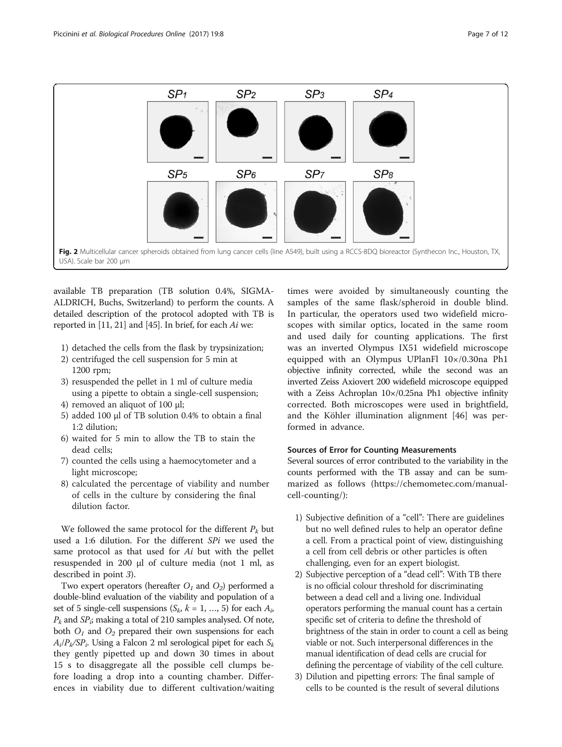Fig. 2 Multicellular cancer spheroids obtained from lung cancer cells (line A549), built using a RCCS-8DQ bioreactor (Synthecon Inc., Houston, TX, USA). Scale bar 200 μm

available TB preparation (TB solution 0.4%, SIGMA-ALDRICH, Buchs, Switzerland) to perform the counts. A detailed description of the protocol adopted with TB is reported in [11, 21] and [45]. In brief, for each *Ai* we:

1) detached the cells from the flask by trypsinization;
2) centrifuged the cell suspension for 5 min at 1200 rpm;
3) resuspended the pellet in 1 ml of culture media using a pipette to obtain a single-cell suspension;
4) removed an aliquot of 100 μl;
5) added 100 μl of TB solution 0.4% to obtain a final 1:2 dilution;
6) waited for 5 min to allow the TB to stain the dead cells;
7) counted the cells using a haemocytometer and a light microscope;
8) calculated the percentage of viability and number of cells in the culture by considering the final dilution factor.

We followed the same protocol for the different $P_k$ but used a 1:6 dilution. For the different *SPi* we used the same protocol as that used for *Ai* but with the pellet resuspended in 200 μl of culture media (not 1 ml, as described in point *3*).

Two expert operators (hereafter $O_1$ and $O_2$) performed a double-blind evaluation of the viability and population of a set of 5 single-cell suspensions ($S_k$, $k = 1, \ldots, 5$) for each $A_i$, $P_k$ and $SP_i$; making a total of 210 samples analysed. Of note, both $O_1$ and $O_2$ prepared their own suspensions for each $A_i/P_k/SP_i$. Using a Falcon 2 ml serological pipet for each $S_k$ they gently pipetted up and down 30 times in about 15 s to disaggregate all the possible cell clumps before loading a drop into a counting chamber. Differences in viability due to different cultivation/waiting times were avoided by simultaneously counting the samples of the same flask/spheroid in double blind. In particular, the operators used two widefield microscopes with similar optics, located in the same room and used daily for counting applications. The first was an inverted Olympus IX51 widefield microscope equipped with an Olympus UPlanFl 10×/0.30na Ph1 objective infinity corrected, while the second was an inverted Zeiss Axiovert 200 widefield microscope equipped with a Zeiss Achroplan 10×/0.25na Ph1 objective infinity corrected. Both microscopes were used in brightfield, and the Köhler illumination alignment [46] was performed in advance.

### Sources of Error for Counting Measurements

Several sources of error contributed to the variability in the counts performed with the TB assay and can be summarized as follows (https://chemometec.com/manual-cell-counting/):

1) Subjective definition of a "cell": There are guidelines but no well defined rules to help an operator define a cell. From a practical point of view, distinguishing a cell from cell debris or other particles is often challenging, even for an expert biologist.
2) Subjective perception of a "dead cell": With TB there is no official colour threshold for discriminating between a dead cell and a living one. Individual operators performing the manual count has a certain specific set of criteria to define the threshold of brightness of the stain in order to count a cell as being viable or not. Such interpersonal differences in the manual identification of dead cells are crucial for defining the percentage of viability of the cell culture.
3) Dilution and pipetting errors: The final sample of cells to be counted is the result of several dilutions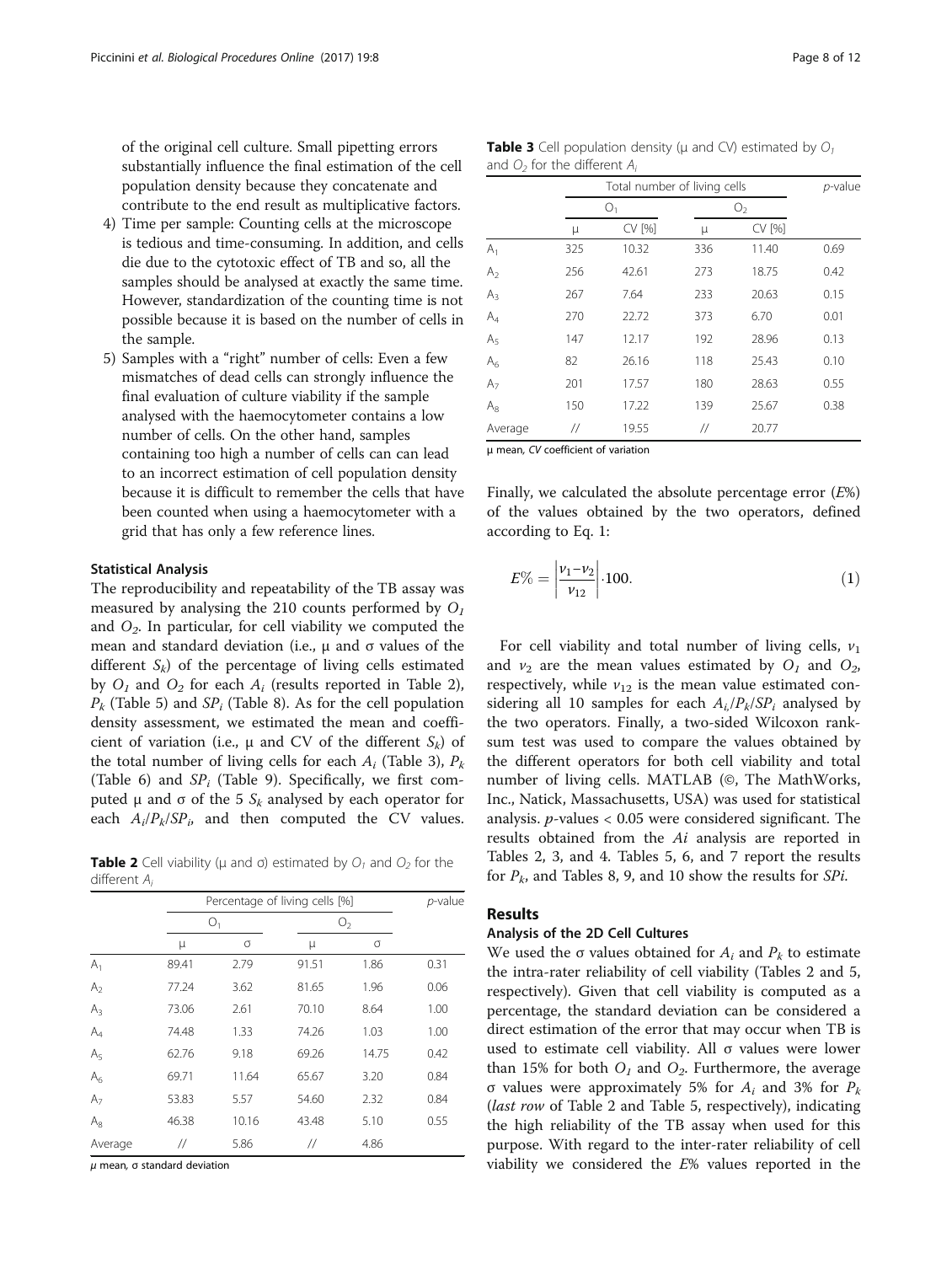of the original cell culture. Small pipetting errors substantially influence the final estimation of the cell population density because they concatenate and contribute to the end result as multiplicative factors.

4) Time per sample: Counting cells at the microscope is tedious and time-consuming. In addition, and cells die due to the cytotoxic effect of TB and so, all the samples should be analysed at exactly the same time. However, standardization of the counting time is not possible because it is based on the number of cells in the sample.
5) Samples with a "right" number of cells: Even a few mismatches of dead cells can strongly influence the final evaluation of culture viability if the sample analysed with the haemocytometer contains a low number of cells. On the other hand, samples containing too high a number of cells can can lead to an incorrect estimation of cell population density because it is difficult to remember the cells that have been counted when using a haemocytometer with a grid that has only a few reference lines.

### Statistical Analysis

The reproducibility and repeatability of the TB assay was measured by analysing the 210 counts performed by $O_1$ and $O_2$. In particular, for cell viability we computed the mean and standard deviation (i.e., μ and σ values of the different $S_k$) of the percentage of living cells estimated by $O_1$ and $O_2$ for each $A_i$ (results reported in Table 2), $P_k$ (Table 5) and $SP_i$ (Table 8). As for the cell population density assessment, we estimated the mean and coefficient of variation (i.e., μ and CV of the different $S_k$) of the total number of living cells for each $A_i$ (Table 3), $P_k$ (Table 6) and $SP_i$ (Table 9). Specifically, we first computed μ and σ of the 5 $S_k$ analysed by each operator for each $A_i/P_k/SP_i$, and then computed the CV values.

**Table 2** Cell viability (μ and σ) estimated by $O_1$ and $O_2$ for the different $A_i$

| | Percentage of living cells [%] | | | | *p*-value |
|---|---|---|---|---|---|
| | $O_1$ | | $O_2$ | | |
| | μ | σ | μ | σ | |
| $A_1$ | 89.41 | 2.79 | 91.51 | 1.86 | 0.31 |
| $A_2$ | 77.24 | 3.62 | 81.65 | 1.96 | 0.06 |
| $A_3$ | 73.06 | 2.61 | 70.10 | 8.64 | 1.00 |
| $A_4$ | 74.48 | 1.33 | 74.26 | 1.03 | 1.00 |
| $A_5$ | 62.76 | 9.18 | 69.26 | 14.75 | 0.42 |
| $A_6$ | 69.71 | 11.64 | 65.67 | 3.20 | 0.84 |
| $A_7$ | 53.83 | 5.57 | 54.60 | 2.32 | 0.84 |
| $A_8$ | 46.38 | 10.16 | 43.48 | 5.10 | 0.55 |
| Average | // | 5.86 | // | 4.86 | |

*μ* mean, σ standard deviation

**Table 3** Cell population density (μ and CV) estimated by $O_1$ and $O_2$ for the different $A_i$

| | Total number of living cells | | | | *p*-value |
|---|---|---|---|---|---|
| | $O_1$ | | $O_2$ | | |
| | μ | CV [%] | μ | CV [%] | |
| $A_1$ | 325 | 10.32 | 336 | 11.40 | 0.69 |
| $A_2$ | 256 | 42.61 | 273 | 18.75 | 0.42 |
| $A_3$ | 267 | 7.64 | 233 | 20.63 | 0.15 |
| $A_4$ | 270 | 22.72 | 373 | 6.70 | 0.01 |
| $A_5$ | 147 | 12.17 | 192 | 28.96 | 0.13 |
| $A_6$ | 82 | 26.16 | 118 | 25.43 | 0.10 |
| $A_7$ | 201 | 17.57 | 180 | 28.63 | 0.55 |
| $A_8$ | 150 | 17.22 | 139 | 25.67 | 0.38 |
| Average | // | 19.55 | // | 20.77 | |

μ mean, *CV* coefficient of variation

Finally, we calculated the absolute percentage error (*E*%) of the values obtained by the two operators, defined according to Eq. 1:

$$E\% = \left|\frac{v_1 - v_2}{v_{12}}\right| \cdot 100. \tag{1}$$

For cell viability and total number of living cells, $v_1$ and $v_2$ are the mean values estimated by $O_1$ and $O_2$, respectively, while $v_{12}$ is the mean value estimated considering all 10 samples for each $A_i/P_k/SP_i$ analysed by the two operators. Finally, a two-sided Wilcoxon rank-sum test was used to compare the values obtained by the different operators for both cell viability and total number of living cells. MATLAB (©, The MathWorks, Inc., Natick, Massachusetts, USA) was used for statistical analysis. $p$-values $< 0.05$ were considered significant. The results obtained from the *Ai* analysis are reported in Tables 2, 3, and 4. Tables 5, 6, and 7 report the results for $P_k$, and Tables 8, 9, and 10 show the results for *SPi.*

## Results

### Analysis of the 2D Cell Cultures

We used the σ values obtained for $A_i$ and $P_k$ to estimate the intra-rater reliability of cell viability (Tables 2 and 5, respectively). Given that cell viability is computed as a percentage, the standard deviation can be considered a direct estimation of the error that may occur when TB is used to estimate cell viability. All σ values were lower than 15% for both $O_1$ and $O_2$. Furthermore, the average σ values were approximately 5% for $A_i$ and 3% for $P_k$ (*last row* of Table 2 and Table 5, respectively), indicating the high reliability of the TB assay when used for this purpose. With regard to the inter-rater reliability of cell viability we considered the *E*% values reported in the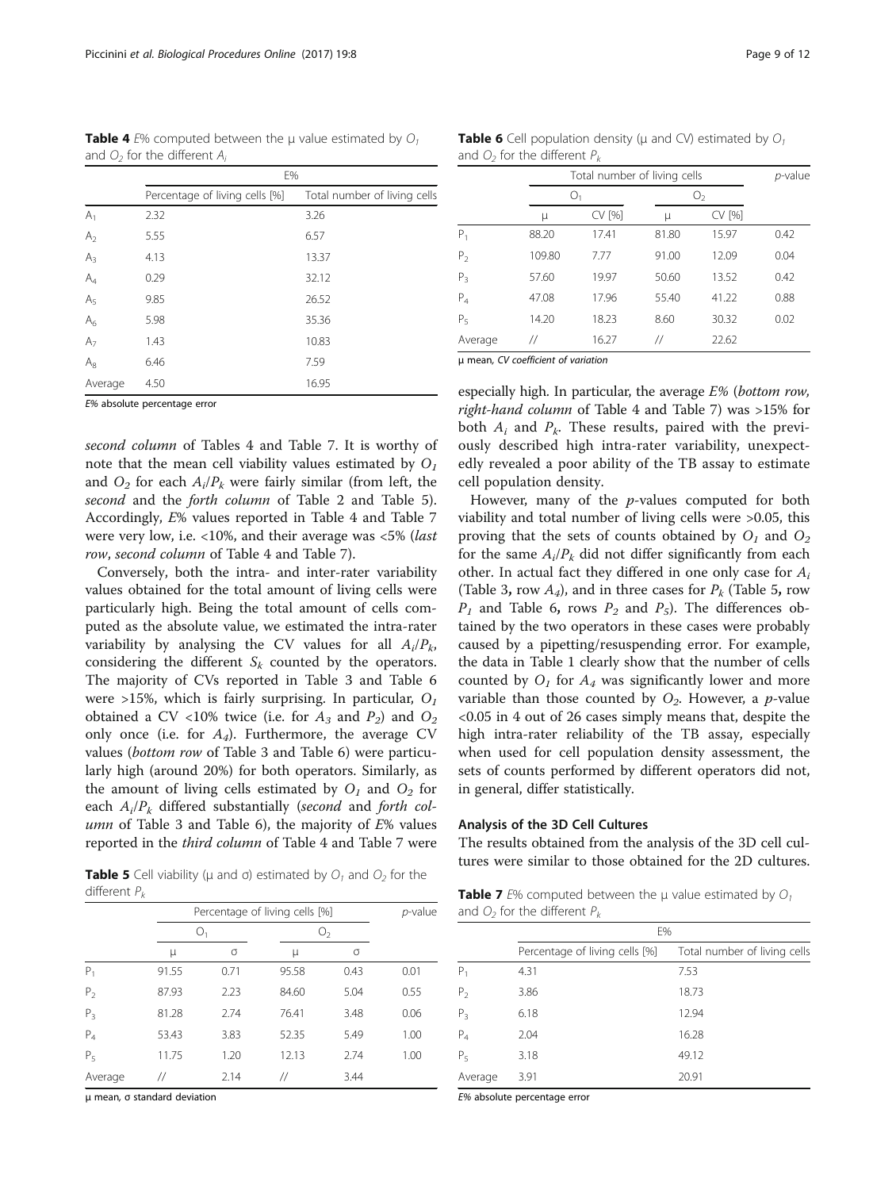**Table 4** $E\%$ computed between the μ value estimated by $O_1$ and $O_2$ for the different $A_i$

| | E% | |
|---|---|---|
| | Percentage of living cells [%] | Total number of living cells |
| $A_1$ | 2.32 | 3.26 |
| $A_2$ | 5.55 | 6.57 |
| $A_3$ | 4.13 | 13.37 |
| $A_4$ | 0.29 | 32.12 |
| $A_5$ | 9.85 | 26.52 |
| $A_6$ | 5.98 | 35.36 |
| $A_7$ | 1.43 | 10.83 |
| $A_8$ | 6.46 | 7.59 |
| Average | 4.50 | 16.95 |

*E%* absolute percentage error

*second column* of Tables 4 and Table 7. It is worthy of note that the mean cell viability values estimated by $O_1$ and $O_2$ for each $A_i/P_k$ were fairly similar (from left, the *second* and the *forth column* of Table 2 and Table 5). Accordingly, *E*% values reported in Table 4 and Table 7 were very low, i.e. <10%, and their average was <5% (*last row*, *second column* of Table 4 and Table 7).

Conversely, both the intra- and inter-rater variability values obtained for the total amount of living cells were particularly high. Being the total amount of cells computed as the absolute value, we estimated the intra-rater variability by analysing the CV values for all $A_i/P_k$, considering the different $S_k$ counted by the operators. The majority of CVs reported in Table 3 and Table 6 were >15%, which is fairly surprising. In particular, $O_1$ obtained a CV <10% twice (i.e. for $A_3$ and $P_2$) and $O_2$ only once (i.e. for $A_4$). Furthermore, the average CV values (*bottom row* of Table 3 and Table 6) were particularly high (around 20%) for both operators. Similarly, as the amount of living cells estimated by $O_1$ and $O_2$ for each $A_i/P_k$ differed substantially (*second* and *forth column* of Table 3 and Table 6), the majority of *E*% values reported in the *third column* of Table 4 and Table 7 were

**Table 5** Cell viability (μ and σ) estimated by $O_1$ and $O_2$ for the different $P_k$

| | Percentage of living cells [%] | | | | *p*-value |
|---|---|---|---|---|---|
| | $O_1$ | | $O_2$ | | |
| | μ | σ | μ | σ | |
| $P_1$ | 91.55 | 0.71 | 95.58 | 0.43 | 0.01 |
| $P_2$ | 87.93 | 2.23 | 84.60 | 5.04 | 0.55 |
| $P_3$ | 81.28 | 2.74 | 76.41 | 3.48 | 0.06 |
| $P_4$ | 53.43 | 3.83 | 52.35 | 5.49 | 1.00 |
| $P_5$ | 11.75 | 1.20 | 12.13 | 2.74 | 1.00 |
| Average | // | 2.14 | // | 3.44 | |

μ mean, σ standard deviation

**Table 6** Cell population density (μ and CV) estimated by $O_1$ and $O_2$ for the different $P_k$

| | Total number of living cells | | | | *p*-value |
|---|---|---|---|---|---|
| | $O_1$ | | $O_2$ | | |
| | μ | CV [%] | μ | CV [%] | |
| $P_1$ | 88.20 | 17.41 | 81.80 | 15.97 | 0.42 |
| $P_2$ | 109.80 | 7.77 | 91.00 | 12.09 | 0.04 |
| $P_3$ | 57.60 | 19.97 | 50.60 | 13.52 | 0.42 |
| $P_4$ | 47.08 | 17.96 | 55.40 | 41.22 | 0.88 |
| $P_5$ | 14.20 | 18.23 | 8.60 | 30.32 | 0.02 |
| Average | // | 16.27 | // | 22.62 | |

μ mean, *CV* coefficient of variation

especially high. In particular, the average *E%* (*bottom row, right-hand column* of Table 4 and Table 7) was >15% for both $A_i$ and $P_k$. These results, paired with the previously described high intra-rater variability, unexpectedly revealed a poor ability of the TB assay to estimate cell population density.

However, many of the *p*-values computed for both viability and total number of living cells were >0.05, this proving that the sets of counts obtained by $O_1$ and $O_2$ for the same $A_i/P_k$ did not differ significantly from each other. In actual fact they differed in one only case for $A_i$ (Table 3, row $A_4$), and in three cases for $P_k$ (Table 5, row $P_1$ and Table 6, rows $P_2$ and $P_5$). The differences obtained by the two operators in these cases were probably caused by a pipetting/resuspending error. For example, the data in Table 1 clearly show that the number of cells counted by $O_1$ for $A_4$ was significantly lower and more variable than those counted by $O_2$. However, a *p*-value <0.05 in 4 out of 26 cases simply means that, despite the high intra-rater reliability of the TB assay, especially when used for cell population density assessment, the sets of counts performed by different operators did not, in general, differ statistically.

### Analysis of the 3D Cell Cultures

The results obtained from the analysis of the 3D cell cultures were similar to those obtained for the 2D cultures.

**Table 7** $E\%$ computed between the μ value estimated by $O_1$ and $O_2$ for the different $P_k$

| | E% | |
|---|---|---|
| | Percentage of living cells [%] | Total number of living cells |
| $P_1$ | 4.31 | 7.53 |
| $P_2$ | 3.86 | 18.73 |
| $P_3$ | 6.18 | 12.94 |
| $P_4$ | 2.04 | 16.28 |
| $P_5$ | 3.18 | 49.12 |
| Average | 3.91 | 20.91 |

*E%* absolute percentage error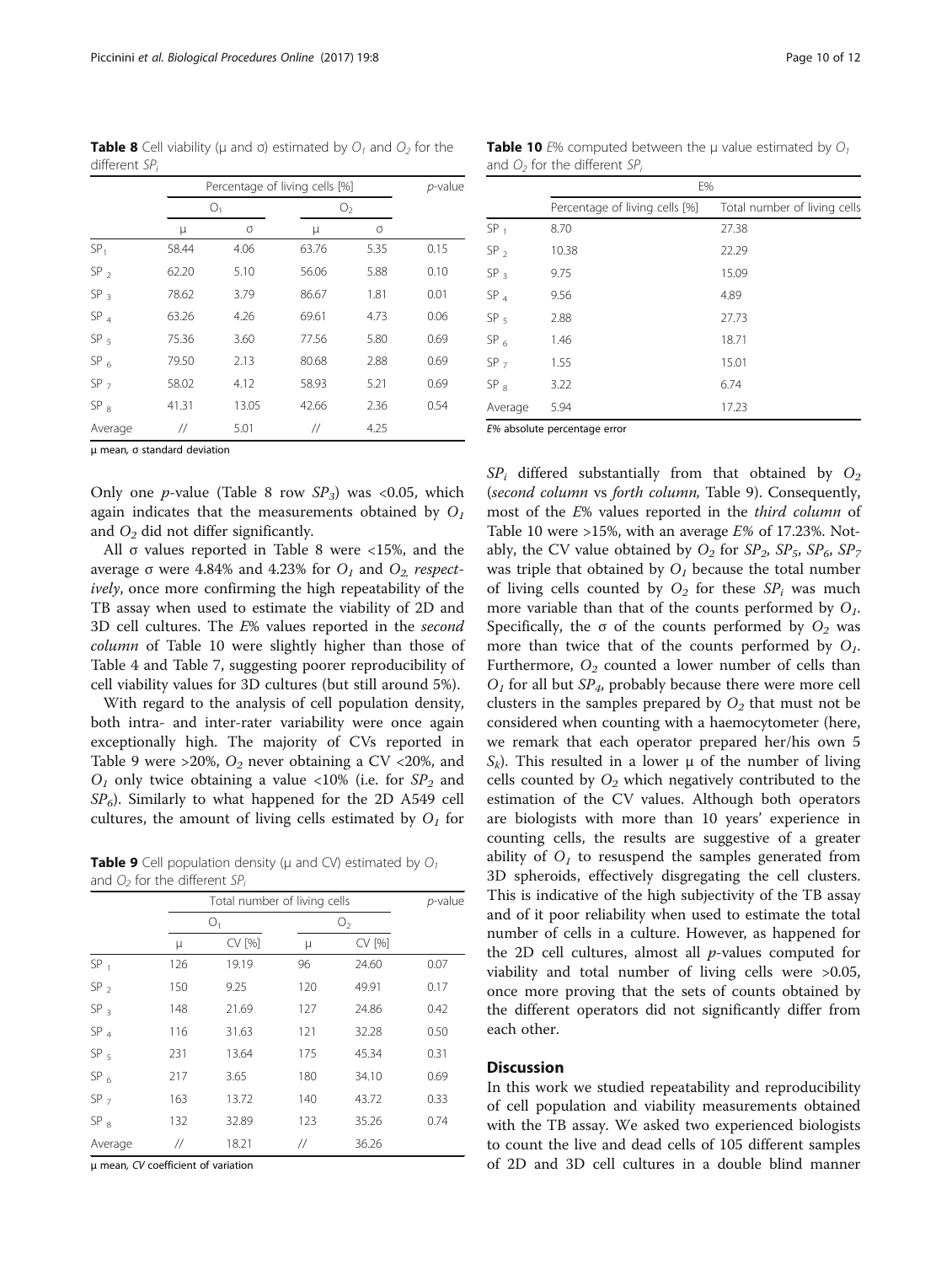**Table 8** Cell viability (μ and σ) estimated by $O_1$ and $O_2$ for the different $SP_i$

| | Percentage of living cells [%] | | | | p-value |
|---|---|---|---|---|---|
| | $O_1$ | | $O_2$ | | |
| | μ | σ | μ | σ | |
| $SP_1$ | 58.44 | 4.06 | 63.76 | 5.35 | 0.15 |
| $SP_2$ | 62.20 | 5.10 | 56.06 | 5.88 | 0.10 |
| $SP_3$ | 78.62 | 3.79 | 86.67 | 1.81 | 0.01 |
| $SP_4$ | 63.26 | 4.26 | 69.61 | 4.73 | 0.06 |
| $SP_5$ | 75.36 | 3.60 | 77.56 | 5.80 | 0.69 |
| $SP_6$ | 79.50 | 2.13 | 80.68 | 2.88 | 0.69 |
| $SP_7$ | 58.02 | 4.12 | 58.93 | 5.21 | 0.69 |
| $SP_8$ | 41.31 | 13.05 | 42.66 | 2.36 | 0.54 |
| Average | // | 5.01 | // | 4.25 | |

μ mean, σ standard deviation

Only one *p*-value (Table 8 row $SP_3$) was <0.05, which again indicates that the measurements obtained by $O_1$ and $O_2$ did not differ significantly.

All σ values reported in Table 8 were <15%, and the average σ were 4.84% and 4.23% for $O_1$ and $O_2$, *respectively*, once more confirming the high repeatability of the TB assay when used to estimate the viability of 2D and 3D cell cultures. The *E*% values reported in the *second column* of Table 10 were slightly higher than those of Table 4 and Table 7, suggesting poorer reproducibility of cell viability values for 3D cultures (but still around 5%).

With regard to the analysis of cell population density, both intra- and inter-rater variability were once again exceptionally high. The majority of CVs reported in Table 9 were >20%, $O_2$ never obtaining a CV <20%, and $O_1$ only twice obtaining a value <10% (i.e. for $SP_2$ and $SP_6$). Similarly to what happened for the 2D A549 cell cultures, the amount of living cells estimated by $O_1$ for

**Table 9** Cell population density (μ and CV) estimated by $O_1$ and $O_2$ for the different $SP_i$

| | Total number of living cells | | | | p-value |
|---|---|---|---|---|---|
| | $O_1$ | | $O_2$ | | |
| | μ | CV [%] | μ | CV [%] | |
| $SP_1$ | 126 | 19.19 | 96 | 24.60 | 0.07 |
| $SP_2$ | 150 | 9.25 | 120 | 49.91 | 0.17 |
| $SP_3$ | 148 | 21.69 | 127 | 24.86 | 0.42 |
| $SP_4$ | 116 | 31.63 | 121 | 32.28 | 0.50 |
| $SP_5$ | 231 | 13.64 | 175 | 45.34 | 0.31 |
| $SP_6$ | 217 | 3.65 | 180 | 34.10 | 0.69 |
| $SP_7$ | 163 | 13.72 | 140 | 43.72 | 0.33 |
| $SP_8$ | 132 | 32.89 | 123 | 35.26 | 0.74 |
| Average | // | 18.21 | // | 36.26 | |

μ mean, *CV* coefficient of variation

**Table 10** *E*% computed between the μ value estimated by $O_1$ and $O_2$ for the different $SP_i$

| | E% | |
|---|---|---|
| | Percentage of living cells [%] | Total number of living cells |
| $SP_1$ | 8.70 | 27.38 |
| $SP_2$ | 10.38 | 22.29 |
| $SP_3$ | 9.75 | 15.09 |
| $SP_4$ | 9.56 | 4.89 |
| $SP_5$ | 2.88 | 27.73 |
| $SP_6$ | 1.46 | 18.71 |
| $SP_7$ | 1.55 | 15.01 |
| $SP_8$ | 3.22 | 6.74 |
| Average | 5.94 | 17.23 |

*E*% absolute percentage error

$SP_i$ differed substantially from that obtained by $O_2$ (*second column* vs *forth column,* Table 9). Consequently, most of the *E*% values reported in the *third column* of Table 10 were >15%, with an average *E*% of 17.23%. Notably, the CV value obtained by $O_2$ for $SP_2$, $SP_5$, $SP_6$, $SP_7$ was triple that obtained by $O_1$ because the total number of living cells counted by $O_2$ for these $SP_i$ was much more variable than that of the counts performed by $O_1$. Specifically, the σ of the counts performed by $O_2$ was more than twice that of the counts performed by $O_1$. Furthermore, $O_2$ counted a lower number of cells than $O_1$ for all but $SP_4$, probably because there were more cell clusters in the samples prepared by $O_2$ that must not be considered when counting with a haemocytometer (here, we remark that each operator prepared her/his own 5 $S_k$). This resulted in a lower μ of the number of living cells counted by $O_2$ which negatively contributed to the estimation of the CV values. Although both operators are biologists with more than 10 years' experience in counting cells, the results are suggestive of a greater ability of $O_1$ to resuspend the samples generated from 3D spheroids, effectively disgregating the cell clusters. This is indicative of the high subjectivity of the TB assay and of it poor reliability when used to estimate the total number of cells in a culture. However, as happened for the 2D cell cultures, almost all *p*-values computed for viability and total number of living cells were >0.05, once more proving that the sets of counts obtained by the different operators did not significantly differ from each other.

## Discussion

In this work we studied repeatability and reproducibility of cell population and viability measurements obtained with the TB assay. We asked two experienced biologists to count the live and dead cells of 105 different samples of 2D and 3D cell cultures in a double blind manner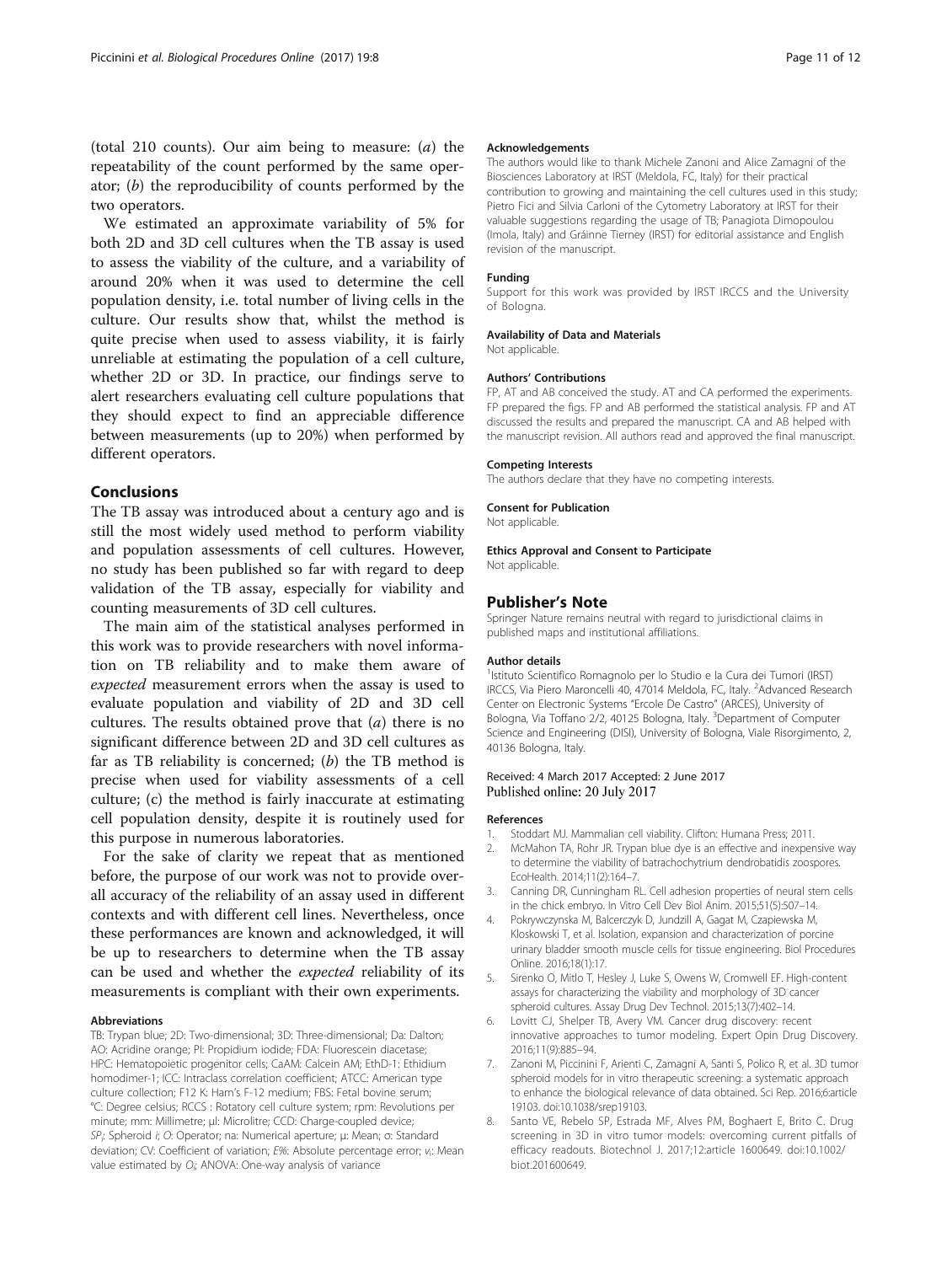(total 210 counts). Our aim being to measure: (*a*) the repeatability of the count performed by the same operator; (*b*) the reproducibility of counts performed by the two operators.

We estimated an approximate variability of 5% for both 2D and 3D cell cultures when the TB assay is used to assess the viability of the culture, and a variability of around 20% when it was used to determine the cell population density, i.e. total number of living cells in the culture. Our results show that, whilst the method is quite precise when used to assess viability, it is fairly unreliable at estimating the population of a cell culture, whether 2D or 3D. In practice, our findings serve to alert researchers evaluating cell culture populations that they should expect to find an appreciable difference between measurements (up to 20%) when performed by different operators.

## Conclusions

The TB assay was introduced about a century ago and is still the most widely used method to perform viability and population assessments of cell cultures. However, no study has been published so far with regard to deep validation of the TB assay, especially for viability and counting measurements of 3D cell cultures.

The main aim of the statistical analyses performed in this work was to provide researchers with novel information on TB reliability and to make them aware of *expected* measurement errors when the assay is used to evaluate population and viability of 2D and 3D cell cultures. The results obtained prove that (*a*) there is no significant difference between 2D and 3D cell cultures as far as TB reliability is concerned; (*b*) the TB method is precise when used for viability assessments of a cell culture; (c) the method is fairly inaccurate at estimating cell population density, despite it is routinely used for this purpose in numerous laboratories.

For the sake of clarity we repeat that as mentioned before, the purpose of our work was not to provide overall accuracy of the reliability of an assay used in different contexts and with different cell lines. Nevertheless, once these performances are known and acknowledged, it will be up to researchers to determine when the TB assay can be used and whether the *expected* reliability of its measurements is compliant with their own experiments.

#### Abbreviations

TB: Trypan blue; 2D: Two-dimensional; 3D: Three-dimensional; Da: Dalton; AO: Acridine orange; PI: Propidium iodide; FDA: Fluorescein diacetase; HPC: Hematopoietic progenitor cells; CaAM: Calcein AM; EthD-1: Ethidium homodimer-1; ICC: Intraclass correlation coefficient; ATCC: American type culture collection; F12 K: Ham's F-12 medium; FBS: Fetal bovine serum; °C: Degree celsius; RCCS : Rotatory cell culture system; rpm: Revolutions per minute; mm: Millimetre; μl: Microlitre; CCD: Charge-coupled device; $SP_i$: Spheroid *i*; *O*: Operator; na: Numerical aperture; μ: Mean; σ: Standard deviation; CV: Coefficient of variation; *E%*: Absolute percentage error; $v_i$: Mean value estimated by $O_i$; ANOVA: One-way analysis of variance

#### Acknowledgements

The authors would like to thank Michele Zanoni and Alice Zamagni of the Biosciences Laboratory at IRST (Meldola, FC, Italy) for their practical contribution to growing and maintaining the cell cultures used in this study; Pietro Fici and Silvia Carloni of the Cytometry Laboratory at IRST for their valuable suggestions regarding the usage of TB; Panagiota Dimopoulou (Imola, Italy) and Gráinne Tierney (IRST) for editorial assistance and English revision of the manuscript.

#### Funding

Support for this work was provided by IRST IRCCS and the University of Bologna.

#### Availability of Data and Materials

Not applicable.

#### Authors' Contributions

FP, AT and AB conceived the study. AT and CA performed the experiments. FP prepared the figs. FP and AB performed the statistical analysis. FP and AT discussed the results and prepared the manuscript. CA and AB helped with the manuscript revision. All authors read and approved the final manuscript.

#### Competing Interests

The authors declare that they have no competing interests.

#### Consent for Publication

Not applicable.

#### Ethics Approval and Consent to Participate

Not applicable.

## Publisher's Note

Springer Nature remains neutral with regard to jurisdictional claims in published maps and institutional affiliations.

#### Author details

[1]Istituto Scientifico Romagnolo per lo Studio e la Cura dei Tumori (IRST) IRCCS, Via Piero Maroncelli 40, 47014 Meldola, FC, Italy. [2]Advanced Research Center on Electronic Systems "Ercole De Castro" (ARCES), University of Bologna, Via Toffano 2/2, 40125 Bologna, Italy. [3]Department of Computer Science and Engineering (DISI), University of Bologna, Viale Risorgimento, 2, 40136 Bologna, Italy.

Received: 4 March 2017 Accepted: 2 June 2017
Published online: 20 July 2017

#### References

1. Stoddart MJ. Mammalian cell viability. Clifton: Humana Press; 2011.
2. McMahon TA, Rohr JR. Trypan blue dye is an effective and inexpensive way to determine the viability of batrachochytrium dendrobatidis zoospores. EcoHealth. 2014;11(2):164–7.
3. Canning DR, Cunningham RL. Cell adhesion properties of neural stem cells in the chick embryo. In Vitro Cell Dev Biol Anim. 2015;51(5):507–14.
4. Pokrywczynska M, Balcerczyk D, Jundzill A, Gagat M, Czapiewska M, Kloskowski T, et al. Isolation, expansion and characterization of porcine urinary bladder smooth muscle cells for tissue engineering. Biol Procedures Online. 2016;18(1):17.
5. Sirenko O, Mitlo T, Hesley J, Luke S, Owens W, Cromwell EF. High-content assays for characterizing the viability and morphology of 3D cancer spheroid cultures. Assay Drug Dev Technol. 2015;13(7):402–14.
6. Lovitt CJ, Shelper TB, Avery VM. Cancer drug discovery: recent innovative approaches to tumor modeling. Expert Opin Drug Discovery. 2016;11(9):885–94.
7. Zanoni M, Piccinini F, Arienti C, Zamagni A, Santi S, Polico R, et al. 3D tumor spheroid models for in vitro therapeutic screening: a systematic approach to enhance the biological relevance of data obtained. Sci Rep. 2016;6:article 19103. doi:10.1038/srep19103.
8. Santo VE, Rebelo SP, Estrada MF, Alves PM, Boghaert E, Brito C. Drug screening in 3D in vitro tumor models: overcoming current pitfalls of efficacy readouts. Biotechnol J. 2017;12:article 1600649. doi:10.1002/biot.201600649.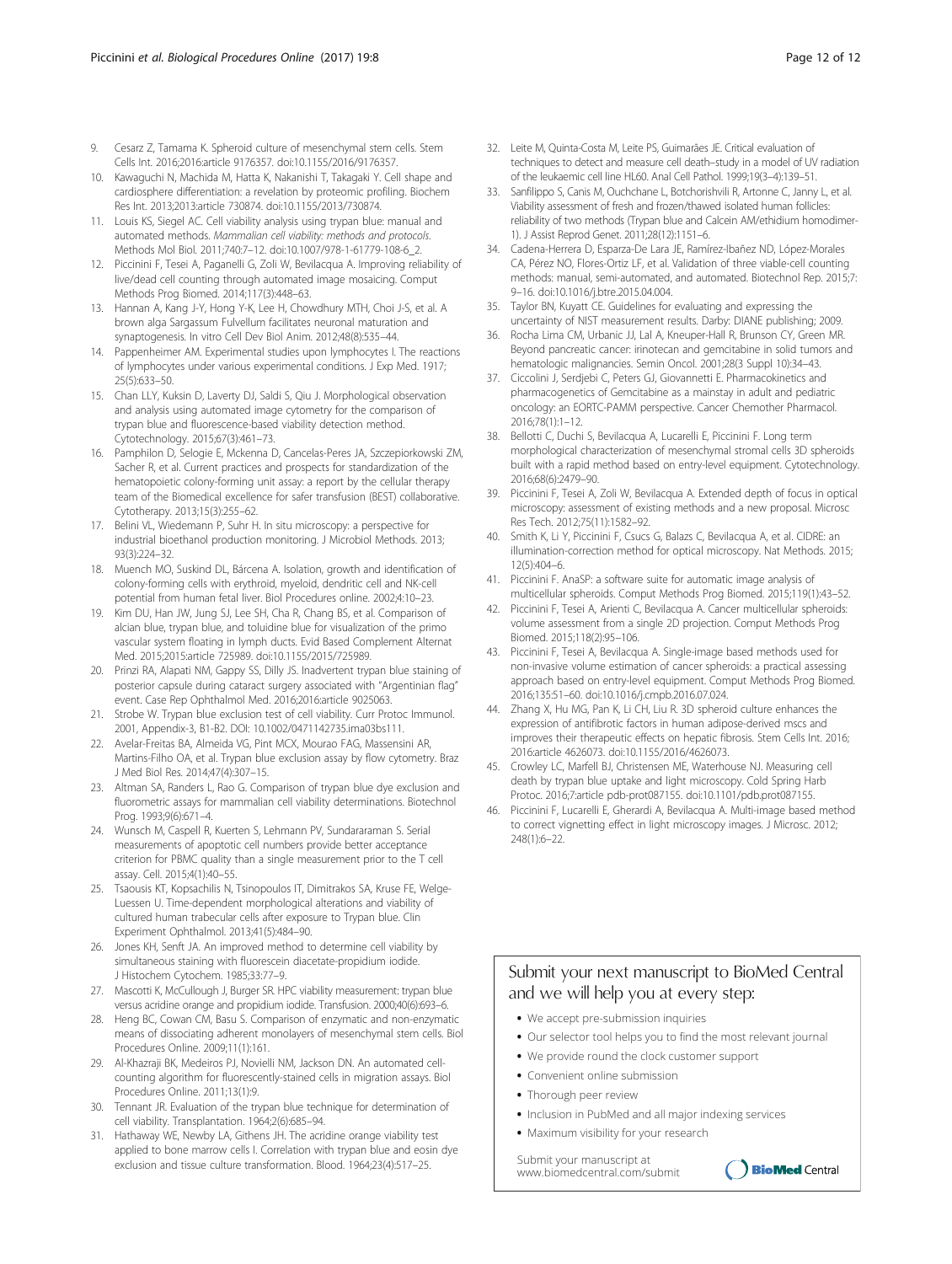9. Cesarz Z, Tamama K. Spheroid culture of mesenchymal stem cells. Stem Cells Int. 2016;2016:article 9176357. doi:10.1155/2016/9176357.
10. Kawaguchi N, Machida M, Hatta K, Nakanishi T, Takagaki Y. Cell shape and cardiosphere differentiation: a revelation by proteomic profiling. Biochem Res Int. 2013;2013:article 730874. doi:10.1155/2013/730874.
11. Louis KS, Siegel AC. Cell viability analysis using trypan blue: manual and automated methods. *Mammalian cell viability: methods and protocols*. Methods Mol Biol. 2011;740:7–12. doi:10.1007/978-1-61779-108-6_2.
12. Piccinini F, Tesei A, Paganelli G, Zoli W, Bevilacqua A. Improving reliability of live/dead cell counting through automated image mosaicing. Comput Methods Prog Biomed. 2014;117(3):448–63.
13. Hannan A, Kang J-Y, Hong Y-K, Lee H, Chowdhury MTH, Choi J-S, et al. A brown alga Sargassum Fulvellum facilitates neuronal maturation and synaptogenesis. In vitro Cell Dev Biol Anim. 2012;48(8):535–44.
14. Pappenheimer AM. Experimental studies upon lymphocytes I. The reactions of lymphocytes under various experimental conditions. J Exp Med. 1917; 25(5):633–50.
15. Chan LLY, Kuksin D, Laverty DJ, Saldi S, Qiu J. Morphological observation and analysis using automated image cytometry for the comparison of trypan blue and fluorescence-based viability detection method. Cytotechnology. 2015;67(3):461–73.
16. Pamphilon D, Selogie E, Mckenna D, Cancelas-Peres JA, Szczepiorkowski ZM, Sacher R, et al. Current practices and prospects for standardization of the hematopoietic colony-forming unit assay: a report by the cellular therapy team of the Biomedical excellence for safer transfusion (BEST) collaborative. Cytotherapy. 2013;15(3):255–62.
17. Belini VL, Wiedemann P, Suhr H. In situ microscopy: a perspective for industrial bioethanol production monitoring. J Microbiol Methods. 2013; 93(3):224–32.
18. Muench MO, Suskind DL, Bárcena A. Isolation, growth and identification of colony-forming cells with erythroid, myeloid, dendritic cell and NK-cell potential from human fetal liver. Biol Procedures online. 2002;4:10–23.
19. Kim DU, Han JW, Jung SJ, Lee SH, Cha R, Chang BS, et al. Comparison of alcian blue, trypan blue, and toluidine blue for visualization of the primo vascular system floating in lymph ducts. Evid Based Complement Alternat Med. 2015;2015:article 725989. doi:10.1155/2015/725989.
20. Prinzi RA, Alapati NM, Gappy SS, Dilly JS. Inadvertent trypan blue staining of posterior capsule during cataract surgery associated with "Argentinian flag" event. Case Rep Ophthalmol Med. 2016;2016:article 9025063.
21. Strobe W. Trypan blue exclusion test of cell viability. Curr Protoc Immunol. 2001, Appendix-3, B1-B2. DOI: 10.1002/0471142735.ima03bs111.
22. Avelar-Freitas BA, Almeida VG, Pint MCX, Mourao FAG, Massensini AR, Martins-Filho OA, et al. Trypan blue exclusion assay by flow cytometry. Braz J Med Biol Res. 2014;47(4):307–15.
23. Altman SA, Randers L, Rao G. Comparison of trypan blue dye exclusion and fluorometric assays for mammalian cell viability determinations. Biotechnol Prog. 1993;9(6):671–4.
24. Wunsch M, Caspell R, Kuerten S, Lehmann PV, Sundararaman S. Serial measurements of apoptotic cell numbers provide better acceptance criterion for PBMC quality than a single measurement prior to the T cell assay. Cell. 2015;4(1):40–55.
25. Tsaousis KT, Kopsachilis N, Tsinopoulos IT, Dimitrakos SA, Kruse FE, Welge-Luessen U. Time-dependent morphological alterations and viability of cultured human trabecular cells after exposure to Trypan blue. Clin Experiment Ophthalmol. 2013;41(5):484–90.
26. Jones KH, Senft JA. An improved method to determine cell viability by simultaneous staining with fluorescein diacetate-propidium iodide. J Histochem Cytochem. 1985;33:77–9.
27. Mascotti K, McCullough J, Burger SR. HPC viability measurement: trypan blue versus acridine orange and propidium iodide. Transfusion. 2000;40(6):693–6.
28. Heng BC, Cowan CM, Basu S. Comparison of enzymatic and non-enzymatic means of dissociating adherent monolayers of mesenchymal stem cells. Biol Procedures Online. 2009;11(1):161.
29. Al-Khazraji BK, Medeiros PJ, Novielli NM, Jackson DN. An automated cell-counting algorithm for fluorescently-stained cells in migration assays. Biol Procedures Online. 2011;13(1):9.
30. Tennant JR. Evaluation of the trypan blue technique for determination of cell viability. Transplantation. 1964;2(6):685–94.
31. Hathaway WE, Newby LA, Githens JH. The acridine orange viability test applied to bone marrow cells I. Correlation with trypan blue and eosin dye exclusion and tissue culture transformation. Blood. 1964;23(4):517–25.
32. Leite M, Quinta-Costa M, Leite PS, Guimarães JE. Critical evaluation of techniques to detect and measure cell death–study in a model of UV radiation of the leukaemic cell line HL60. Anal Cell Pathol. 1999;19(3–4):139–51.
33. Sanfilippo S, Canis M, Ouchchane L, Botchorishvili R, Artonne C, Janny L, et al. Viability assessment of fresh and frozen/thawed isolated human follicles: reliability of two methods (Trypan blue and Calcein AM/ethidium homodimer-1). J Assist Reprod Genet. 2011;28(12):1151–6.
34. Cadena-Herrera D, Esparza-De Lara JE, Ramírez-Ibañez ND, López-Morales CA, Pérez NO, Flores-Ortiz LF, et al. Validation of three viable-cell counting methods: manual, semi-automated, and automated. Biotechnol Rep. 2015;7: 9–16. doi:10.1016/j.btre.2015.04.004.
35. Taylor BN, Kuyatt CE. Guidelines for evaluating and expressing the uncertainty of NIST measurement results. Darby: DIANE publishing; 2009.
36. Rocha Lima CM, Urbanic JJ, Lal A, Kneuper-Hall R, Brunson CY, Green MR. Beyond pancreatic cancer: irinotecan and gemcitabine in solid tumors and hematologic malignancies. Semin Oncol. 2001;28(3 Suppl 10):34–43.
37. Ciccolini J, Serdjebi C, Peters GJ, Giovannetti E. Pharmacokinetics and pharmacogenetics of Gemcitabine as a mainstay in adult and pediatric oncology: an EORTC-PAMM perspective. Cancer Chemother Pharmacol. 2016;78(1):1–12.
38. Bellotti C, Duchi S, Bevilacqua A, Lucarelli E, Piccinini F. Long term morphological characterization of mesenchymal stromal cells 3D spheroids built with a rapid method based on entry-level equipment. Cytotechnology. 2016;68(6):2479–90.
39. Piccinini F, Tesei A, Zoli W, Bevilacqua A. Extended depth of focus in optical microscopy: assessment of existing methods and a new proposal. Microsc Res Tech. 2012;75(11):1582–92.
40. Smith K, Li Y, Piccinini F, Csucs G, Balazs C, Bevilacqua A, et al. CIDRE: an illumination-correction method for optical microscopy. Nat Methods. 2015; 12(5):404–6.
41. Piccinini F. AnaSP: a software suite for automatic image analysis of multicellular spheroids. Comput Methods Prog Biomed. 2015;119(1):43–52.
42. Piccinini F, Tesei A, Arienti C, Bevilacqua A. Cancer multicellular spheroids: volume assessment from a single 2D projection. Comput Methods Prog Biomed. 2015;118(2):95–106.
43. Piccinini F, Tesei A, Bevilacqua A. Single-image based methods used for non-invasive volume estimation of cancer spheroids: a practical assessing approach based on entry-level equipment. Comput Methods Prog Biomed. 2016;135:51–60. doi:10.1016/j.cmpb.2016.07.024.
44. Zhang X, Hu MG, Pan K, Li CH, Liu R. 3D spheroid culture enhances the expression of antifibrotic factors in human adipose-derived mscs and improves their therapeutic effects on hepatic fibrosis. Stem Cells Int. 2016; 2016:article 4626073. doi:10.1155/2016/4626073.
45. Crowley LC, Marfell BJ, Christensen ME, Waterhouse NJ. Measuring cell death by trypan blue uptake and light microscopy. Cold Spring Harb Protoc. 2016;7:article pdb-prot087155. doi:10.1101/pdb.prot087155.
46. Piccinini F, Lucarelli E, Gherardi A, Bevilacqua A. Multi-image based method to correct vignetting effect in light microscopy images. J Microsc. 2012; 248(1):6–22.

Submit your next manuscript to BioMed Central and we will help you at every step:

- We accept pre-submission inquiries
- Our selector tool helps you to find the most relevant journal
- We provide round the clock customer support
- Convenient online submission
- Thorough peer review
- Inclusion in PubMed and all major indexing services
- Maximum visibility for your research

Submit your manuscript at www.biomedcentral.com/submit

BioMed Central